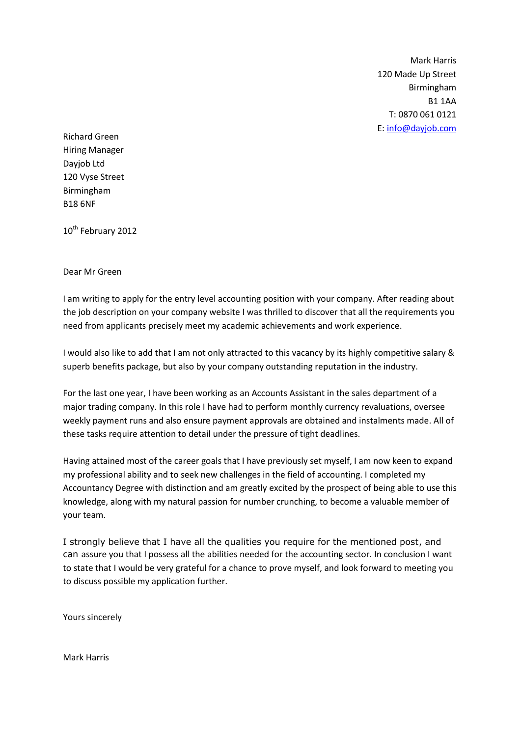Mark Harris
120 Made Up Street
Birmingham
B1 1AA
T: 0870 061 0121
E: info@dayjob.com

Richard Green
Hiring Manager
Dayjob Ltd
120 Vyse Street
Birmingham
B18 6NF

10th February 2012

Dear Mr Green

I am writing to apply for the entry level accounting position with your company. After reading about the job description on your company website I was thrilled to discover that all the requirements you need from applicants precisely meet my academic achievements and work experience.

I would also like to add that I am not only attracted to this vacancy by its highly competitive salary & superb benefits package, but also by your company outstanding reputation in the industry.

For the last one year, I have been working as an Accounts Assistant in the sales department of a major trading company. In this role I have had to perform monthly currency revaluations, oversee weekly payment runs and also ensure payment approvals are obtained and instalments made. All of these tasks require attention to detail under the pressure of tight deadlines.

Having attained most of the career goals that I have previously set myself, I am now keen to expand my professional ability and to seek new challenges in the field of accounting. I completed my Accountancy Degree with distinction and am greatly excited by the prospect of being able to use this knowledge, along with my natural passion for number crunching, to become a valuable member of your team.

I strongly believe that I have all the qualities you require for the mentioned post, and can assure you that I possess all the abilities needed for the accounting sector. In conclusion I want to state that I would be very grateful for a chance to prove myself, and look forward to meeting you to discuss possible my application further.

Yours sincerely

Mark Harris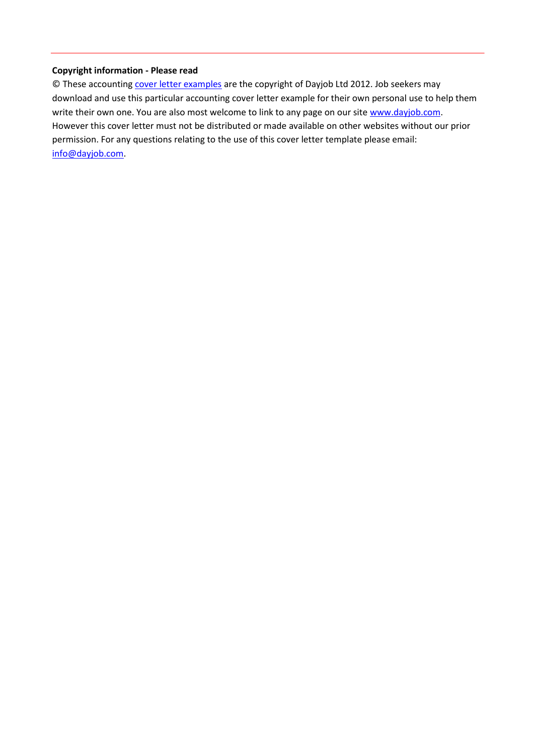---

**Copyright information - Please read**

© These accounting cover letter examples are the copyright of Dayjob Ltd 2012. Job seekers may download and use this particular accounting cover letter example for their own personal use to help them write their own one. You are also most welcome to link to any page on our site www.dayjob.com. However this cover letter must not be distributed or made available on other websites without our prior permission. For any questions relating to the use of this cover letter template please email: info@dayjob.com.